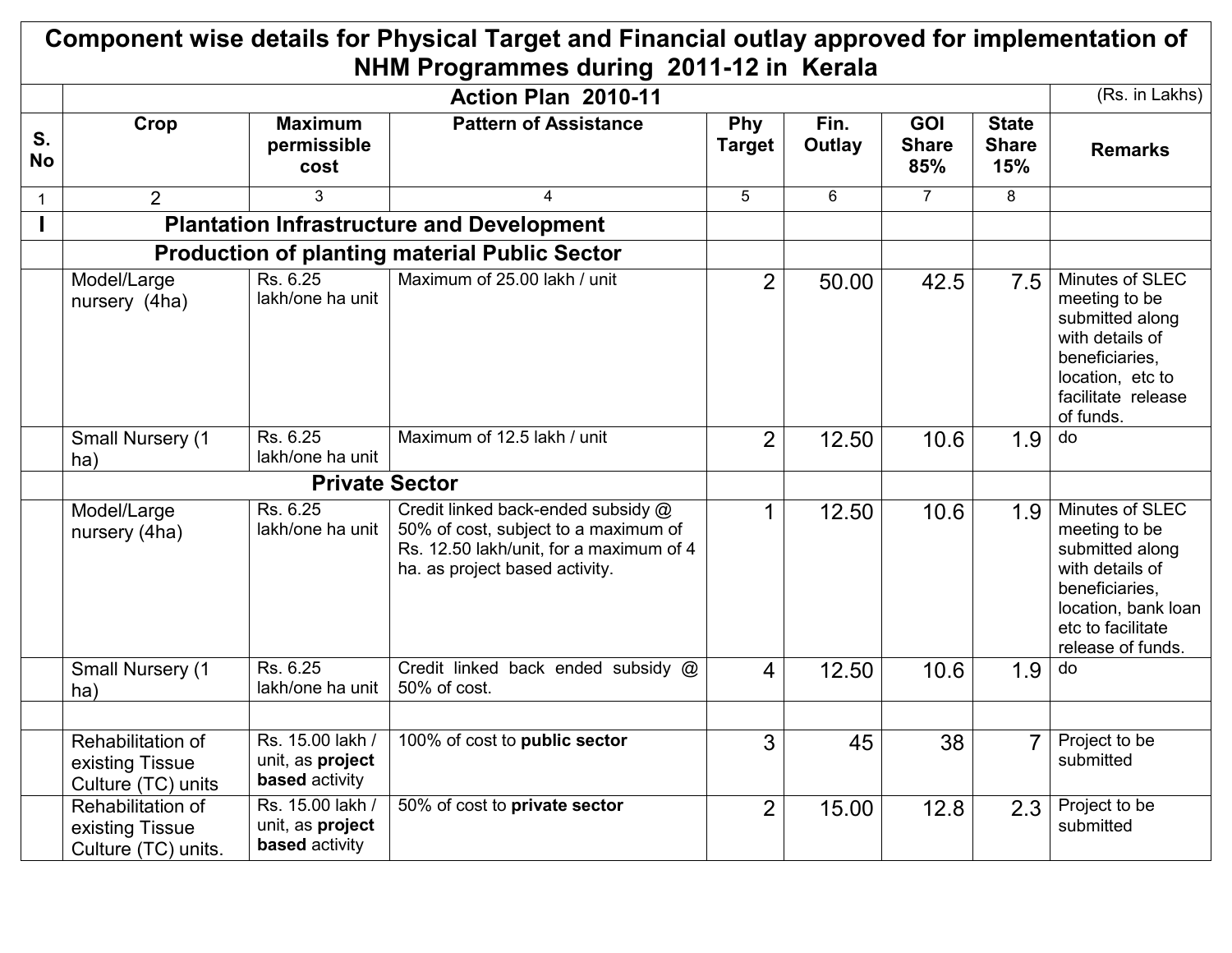# Component wise details for Physical Target and Financial outlay approved for implementation of NHM Programmes during 2011-12 in Kerala

| | Action Plan 2010-11 | | | | | | | (Rs. in Lakhs) |
|---|---|---|---|---|---|---|---|---|
| S. No | Crop | Maximum permissible cost | Pattern of Assistance | Phy Target | Fin. Outlay | GOI Share 85% | State Share 15% | Remarks |
| 1 | 2 | 3 | 4 | 5 | 6 | 7 | 8 | |
| I | **Plantation Infrastructure and Development** | | | | | | | |
| | **Production of planting material Public Sector** | | | | | | | |
| | Model/Large nursery (4ha) | Rs. 6.25 lakh/one ha unit | Maximum of 25.00 lakh / unit | 2 | 50.00 | 42.5 | 7.5 | Minutes of SLEC meeting to be submitted along with details of beneficiaries, location, etc to facilitate release of funds. |
| | Small Nursery (1 ha) | Rs. 6.25 lakh/one ha unit | Maximum of 12.5 lakh / unit | 2 | 12.50 | 10.6 | 1.9 | do |
| | **Private Sector** | | | | | | | |
| | Model/Large nursery (4ha) | Rs. 6.25 lakh/one ha unit | Credit linked back-ended subsidy @ 50% of cost, subject to a maximum of Rs. 12.50 lakh/unit, for a maximum of 4 ha. as project based activity. | 1 | 12.50 | 10.6 | 1.9 | Minutes of SLEC meeting to be submitted along with details of beneficiaries, location, bank loan etc to facilitate release of funds. |
| | Small Nursery (1 ha) | Rs. 6.25 lakh/one ha unit | Credit linked back ended subsidy @ 50% of cost. | 4 | 12.50 | 10.6 | 1.9 | do |
| | | | | | | | | |
| | Rehabilitation of existing Tissue Culture (TC) units | Rs. 15.00 lakh / unit, as **project based** activity | 100% of cost to **public sector** | 3 | 45 | 38 | 7 | Project to be submitted |
| | Rehabilitation of existing Tissue Culture (TC) units. | Rs. 15.00 lakh / unit, as **project based** activity | 50% of cost to **private sector** | 2 | 15.00 | 12.8 | 2.3 | Project to be submitted |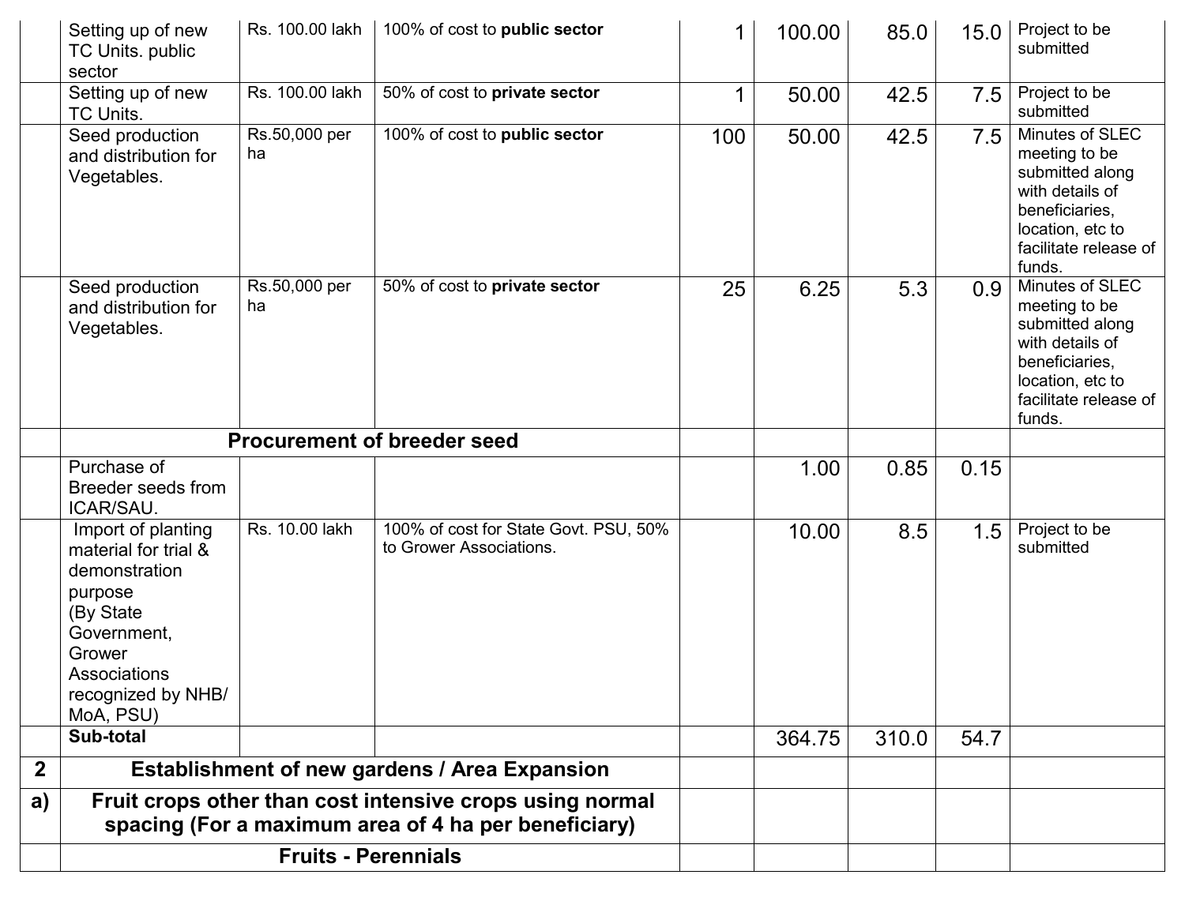| | | | | | | | | |
|---|---|---|---|---|---|---|---|---|
| | Setting up of new TC Units. public sector | Rs. 100.00 lakh | 100% of cost to **public sector** | 1 | 100.00 | 85.0 | 15.0 | Project to be submitted |
| | Setting up of new TC Units. | Rs. 100.00 lakh | 50% of cost to **private sector** | 1 | 50.00 | 42.5 | 7.5 | Project to be submitted |
| | Seed production and distribution for Vegetables. | Rs.50,000 per ha | 100% of cost to **public sector** | 100 | 50.00 | 42.5 | 7.5 | Minutes of SLEC meeting to be submitted along with details of beneficiaries, location, etc to facilitate release of funds. |
| | Seed production and distribution for Vegetables. | Rs.50,000 per ha | 50% of cost to **private sector** | 25 | 6.25 | 5.3 | 0.9 | Minutes of SLEC meeting to be submitted along with details of beneficiaries, location, etc to facilitate release of funds. |
| | **Procurement of breeder seed** | | | | | | | |
| | Purchase of Breeder seeds from ICAR/SAU. | | | | 1.00 | 0.85 | 0.15 | |
| | Import of planting material for trial & demonstration purpose (By State Government, Grower Associations recognized by NHB/ MoA, PSU) | Rs. 10.00 lakh | 100% of cost for State Govt. PSU, 50% to Grower Associations. | | 10.00 | 8.5 | 1.5 | Project to be submitted |
| | **Sub-total** | | | | 364.75 | 310.0 | 54.7 | |
| **2** | **Establishment of new gardens / Area Expansion** | | | | | | | |
| **a)** | **Fruit crops other than cost intensive crops using normal spacing (For a maximum area of 4 ha per beneficiary)** | | | | | | | |
| | **Fruits - Perennials** | | | | | | | |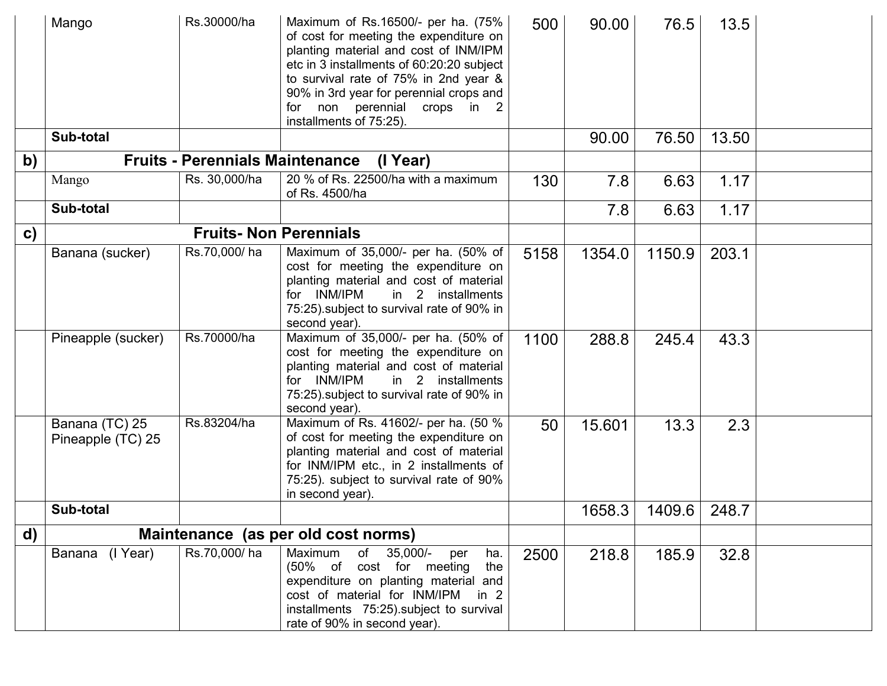| | | | | | | | | |
|---|---|---|---|---|---|---|---|---|
| | Mango | Rs.30000/ha | Maximum of Rs.16500/- per ha. (75% of cost for meeting the expenditure on planting material and cost of INM/IPM etc in 3 installments of 60:20:20 subject to survival rate of 75% in 2nd year & 90% in 3rd year for perennial crops and for non perennial crops in 2 installments of 75:25). | 500 | 90.00 | 76.5 | 13.5 | |
| | **Sub-total** | | | | 90.00 | 76.50 | 13.50 | |
| **b)** | **Fruits - Perennials Maintenance (I Year)** | | | | | | | |
| | Mango | Rs. 30,000/ha | 20 % of Rs. 22500/ha with a maximum of Rs. 4500/ha | 130 | 7.8 | 6.63 | 1.17 | |
| | **Sub-total** | | | | 7.8 | 6.63 | 1.17 | |
| **c)** | **Fruits- Non Perennials** | | | | | | | |
| | Banana (sucker) | Rs.70,000/ ha | Maximum of 35,000/- per ha. (50% of cost for meeting the expenditure on planting material and cost of material for INM/IPM in 2 installments 75:25).subject to survival rate of 90% in second year). | 5158 | 1354.0 | 1150.9 | 203.1 | |
| | Pineapple (sucker) | Rs.70000/ha | Maximum of 35,000/- per ha. (50% of cost for meeting the expenditure on planting material and cost of material for INM/IPM in 2 installments 75:25).subject to survival rate of 90% in second year). | 1100 | 288.8 | 245.4 | 43.3 | |
| | Banana (TC) 25 Pineapple (TC) 25 | Rs.83204/ha | Maximum of Rs. 41602/- per ha. (50 % of cost for meeting the expenditure on planting material and cost of material for INM/IPM etc., in 2 installments of 75:25). subject to survival rate of 90% in second year). | 50 | 15.601 | 13.3 | 2.3 | |
| | **Sub-total** | | | | 1658.3 | 1409.6 | 248.7 | |
| **d)** | **Maintenance (as per old cost norms)** | | | | | | | |
| | Banana (I Year) | Rs.70,000/ ha | Maximum of 35,000/- per ha. (50% of cost for meeting the expenditure on planting material and cost of material for INM/IPM in 2 installments 75:25).subject to survival rate of 90% in second year). | 2500 | 218.8 | 185.9 | 32.8 | |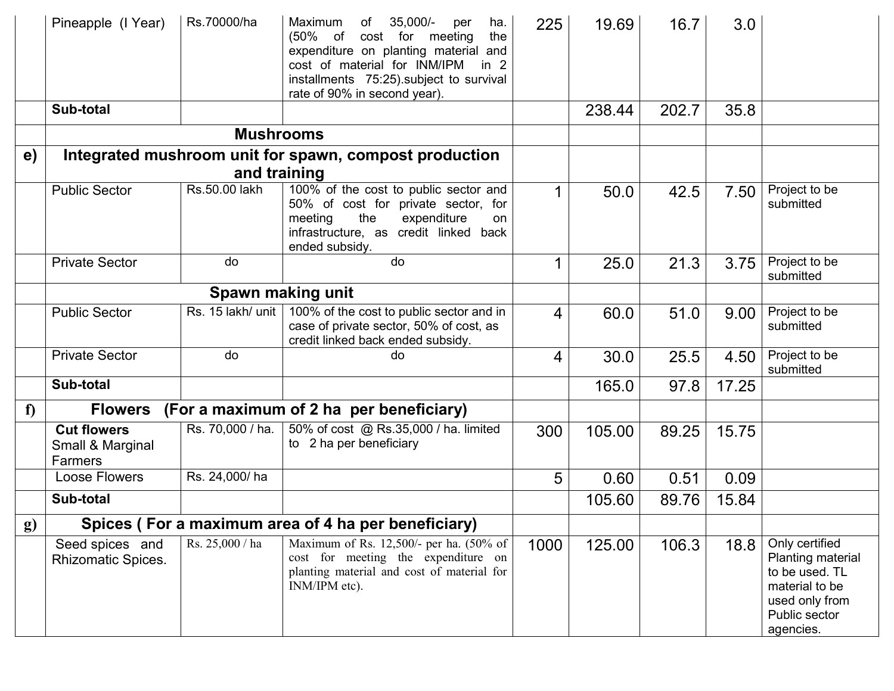| | | | | | | | | |
|---|---|---|---|---|---|---|---|---|
| | Pineapple (I Year) | Rs.70000/ha | Maximum of 35,000/- per ha. (50% of cost for meeting the expenditure on planting material and cost of material for INM/IPM in 2 installments 75:25).subject to survival rate of 90% in second year). | 225 | 19.69 | 16.7 | 3.0 | |
| | **Sub-total** | | | | 238.44 | 202.7 | 35.8 | |
| | **Mushrooms** | | | | | | | |
| **e)** | **Integrated mushroom unit for spawn, compost production and training** | | | | | | | |
| | Public Sector | Rs.50.00 lakh | 100% of the cost to public sector and 50% of cost for private sector, for meeting the expenditure on infrastructure, as credit linked back ended subsidy. | 1 | 50.0 | 42.5 | 7.50 | Project to be submitted |
| | Private Sector | do | do | 1 | 25.0 | 21.3 | 3.75 | Project to be submitted |
| | **Spawn making unit** | | | | | | | |
| | Public Sector | Rs. 15 lakh/ unit | 100% of the cost to public sector and in case of private sector, 50% of cost, as credit linked back ended subsidy. | 4 | 60.0 | 51.0 | 9.00 | Project to be submitted |
| | Private Sector | do | do | 4 | 30.0 | 25.5 | 4.50 | Project to be submitted |
| | **Sub-total** | | | | 165.0 | 97.8 | 17.25 | |
| **f)** | **Flowers (For a maximum of 2 ha per beneficiary)** | | | | | | | |
| | **Cut flowers** Small & Marginal Farmers | Rs. 70,000 / ha. | 50% of cost @ Rs.35,000 / ha. limited to 2 ha per beneficiary | 300 | 105.00 | 89.25 | 15.75 | |
| | Loose Flowers | Rs. 24,000/ ha | | 5 | 0.60 | 0.51 | 0.09 | |
| | **Sub-total** | | | | 105.60 | 89.76 | 15.84 | |
| **g)** | **Spices ( For a maximum area of 4 ha per beneficiary)** | | | | | | | |
| | Seed spices and Rhizomatic Spices. | Rs. 25,000 / ha | Maximum of Rs. 12,500/- per ha. (50% of cost for meeting the expenditure on planting material and cost of material for INM/IPM etc). | 1000 | 125.00 | 106.3 | 18.8 | Only certified Planting material to be used. TL material to be used only from Public sector agencies. |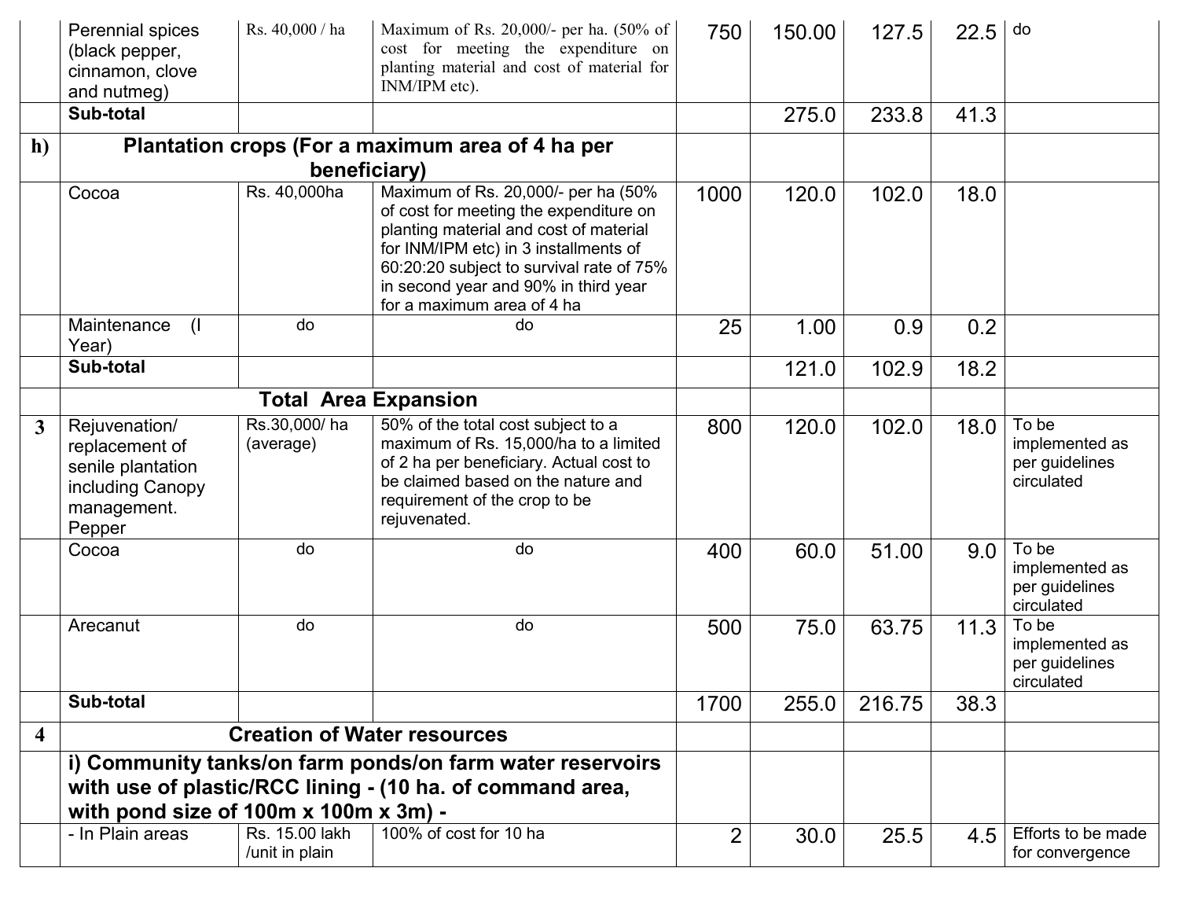|  |  |  |  |  |  |  |  |  |
|---|---|---|---|---|---|---|---|---|
|  | Perennial spices (black pepper, cinnamon, clove and nutmeg) | Rs. 40,000 / ha | Maximum of Rs. 20,000/- per ha. (50% of cost for meeting the expenditure on planting material and cost of material for INM/IPM etc). | 750 | 150.00 | 127.5 | 22.5 | do |
|  | **Sub-total** |  |  |  | 275.0 | 233.8 | 41.3 |  |
| **h)** | **Plantation crops (For a maximum area of 4 ha per beneficiary)** |  |  |  |  |  |  |  |
|  | Cocoa | Rs. 40,000ha | Maximum of Rs. 20,000/- per ha (50% of cost for meeting the expenditure on planting material and cost of material for INM/IPM etc) in 3 installments of 60:20:20 subject to survival rate of 75% in second year and 90% in third year for a maximum area of 4 ha | 1000 | 120.0 | 102.0 | 18.0 |  |
|  | Maintenance (I Year) | do | do | 25 | 1.00 | 0.9 | 0.2 |  |
|  | **Sub-total** |  |  |  | 121.0 | 102.9 | 18.2 |  |
|  | **Total Area Expansion** |  |  |  |  |  |  |  |
| **3** | Rejuvenation/ replacement of senile plantation including Canopy management. Pepper | Rs.30,000/ ha (average) | 50% of the total cost subject to a maximum of Rs. 15,000/ha to a limited of 2 ha per beneficiary. Actual cost to be claimed based on the nature and requirement of the crop to be rejuvenated. | 800 | 120.0 | 102.0 | 18.0 | To be implemented as per guidelines circulated |
|  | Cocoa | do | do | 400 | 60.0 | 51.00 | 9.0 | To be implemented as per guidelines circulated |
|  | Arecanut | do | do | 500 | 75.0 | 63.75 | 11.3 | To be implemented as per guidelines circulated |
|  | **Sub-total** |  |  | 1700 | 255.0 | 216.75 | 38.3 |  |
| **4** | **Creation of Water resources** |  |  |  |  |  |  |  |
|  | **i) Community tanks/on farm ponds/on farm water reservoirs with use of plastic/RCC lining - (10 ha. of command area, with pond size of 100m x 100m x 3m) -** |  |  |  |  |  |  |  |
|  | - In Plain areas | Rs. 15.00 lakh /unit in plain | 100% of cost for 10 ha | 2 | 30.0 | 25.5 | 4.5 | Efforts to be made for convergence |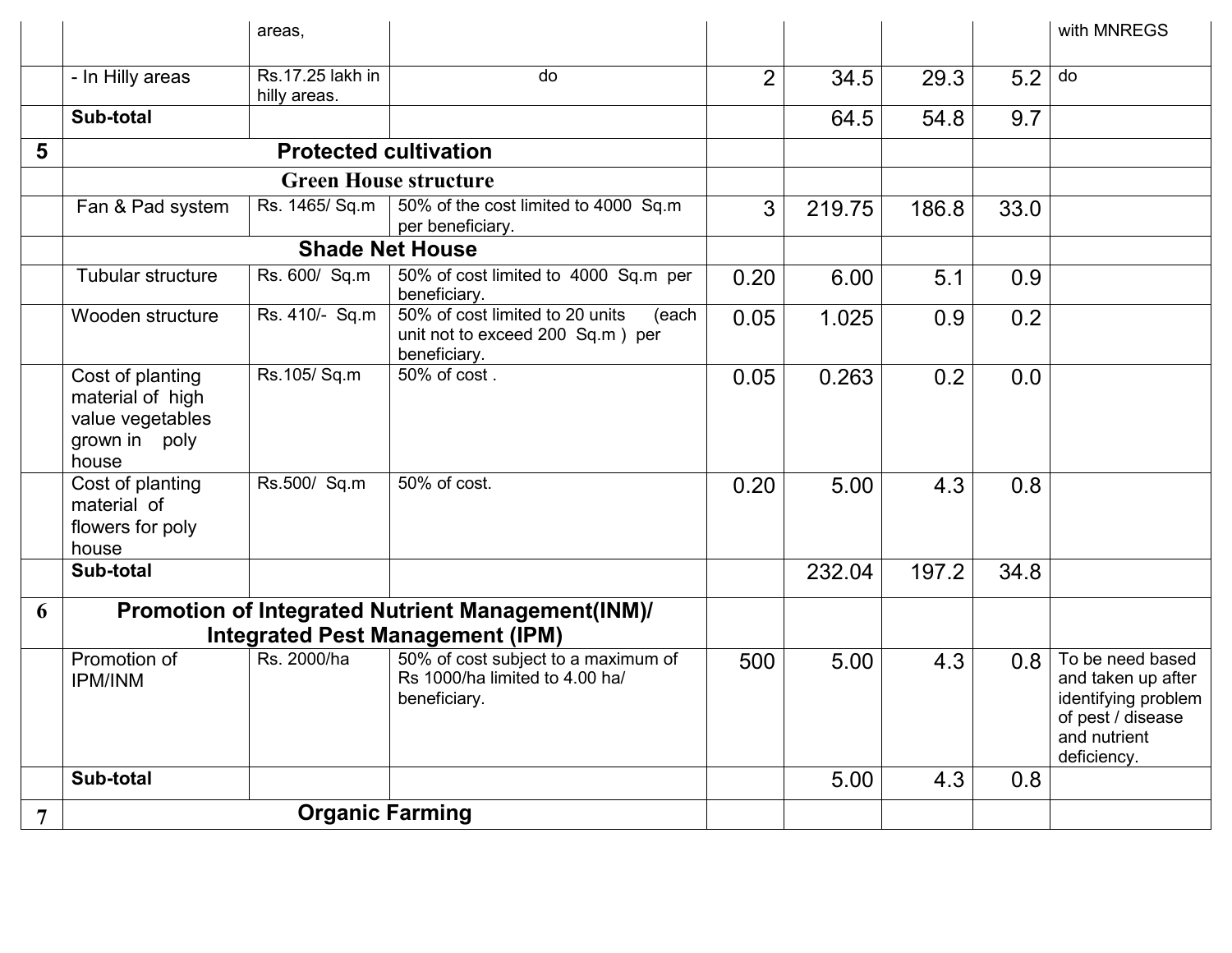| | | | | | | | | |
|---|---|---|---|---|---|---|---|---|
| | | areas, | | | | | | with MNREGS |
| | - In Hilly areas | Rs.17.25 lakh in hilly areas. | do | 2 | 34.5 | 29.3 | 5.2 | do |
| | **Sub-total** | | | | 64.5 | 54.8 | 9.7 | |
| **5** | **Protected cultivation** | | | | | | | |
| | **Green House structure** | | | | | | | |
| | Fan & Pad system | Rs. 1465/ Sq.m | 50% of the cost limited to 4000 Sq.m per beneficiary. | 3 | 219.75 | 186.8 | 33.0 | |
| | **Shade Net House** | | | | | | | |
| | Tubular structure | Rs. 600/ Sq.m | 50% of cost limited to 4000 Sq.m per beneficiary. | 0.20 | 6.00 | 5.1 | 0.9 | |
| | Wooden structure | Rs. 410/- Sq.m | 50% of cost limited to 20 units (each unit not to exceed 200 Sq.m ) per beneficiary. | 0.05 | 1.025 | 0.9 | 0.2 | |
| | Cost of planting material of high value vegetables grown in poly house | Rs.105/ Sq.m | 50% of cost . | 0.05 | 0.263 | 0.2 | 0.0 | |
| | Cost of planting material of flowers for poly house | Rs.500/ Sq.m | 50% of cost. | 0.20 | 5.00 | 4.3 | 0.8 | |
| | **Sub-total** | | | | 232.04 | 197.2 | 34.8 | |
| **6** | **Promotion of Integrated Nutrient Management(INM)/ Integrated Pest Management (IPM)** | | | | | | | |
| | Promotion of IPM/INM | Rs. 2000/ha | 50% of cost subject to a maximum of Rs 1000/ha limited to 4.00 ha/ beneficiary. | 500 | 5.00 | 4.3 | 0.8 | To be need based and taken up after identifying problem of pest / disease and nutrient deficiency. |
| | **Sub-total** | | | | 5.00 | 4.3 | 0.8 | |
| **7** | **Organic Farming** | | | | | | | |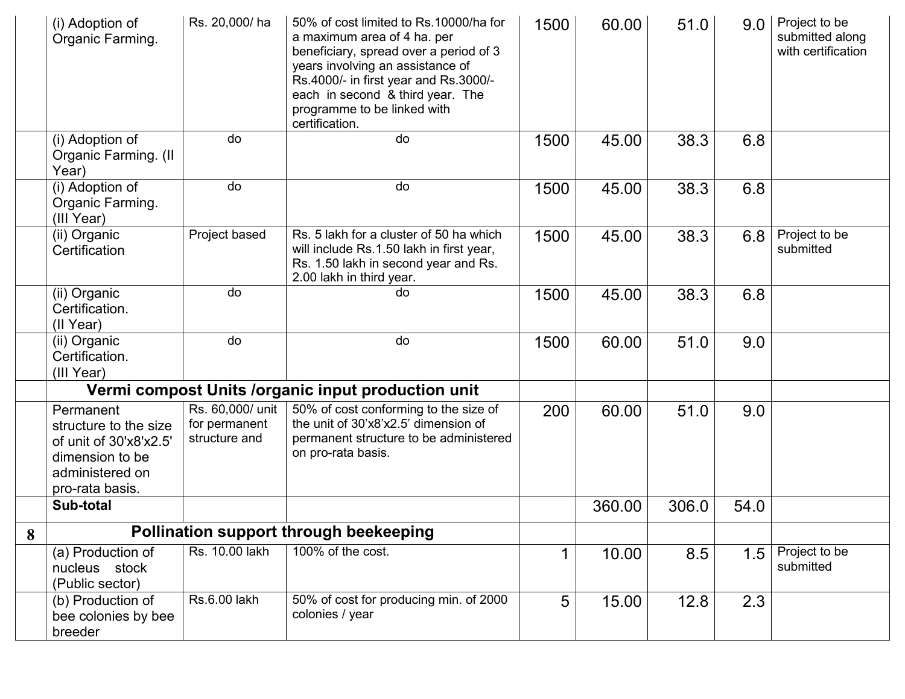| | | | | | | | | |
|---|---|---|---|---|---|---|---|---|
| | (i) Adoption of Organic Farming. | Rs. 20,000/ ha | 50% of cost limited to Rs.10000/ha for a maximum area of 4 ha. per beneficiary, spread over a period of 3 years involving an assistance of Rs.4000/- in first year and Rs.3000/- each in second & third year. The programme to be linked with certification. | 1500 | 60.00 | 51.0 | 9.0 | Project to be submitted along with certification |
| | (i) Adoption of Organic Farming. (II Year) | do | do | 1500 | 45.00 | 38.3 | 6.8 | |
| | (i) Adoption of Organic Farming. (III Year) | do | do | 1500 | 45.00 | 38.3 | 6.8 | |
| | (ii) Organic Certification | Project based | Rs. 5 lakh for a cluster of 50 ha which will include Rs.1.50 lakh in first year, Rs. 1.50 lakh in second year and Rs. 2.00 lakh in third year. | 1500 | 45.00 | 38.3 | 6.8 | Project to be submitted |
| | (ii) Organic Certification. (II Year) | do | do | 1500 | 45.00 | 38.3 | 6.8 | |
| | (ii) Organic Certification. (III Year) | do | do | 1500 | 60.00 | 51.0 | 9.0 | |
| | **Vermi compost Units /organic input production unit** | | | | | | | |
| | Permanent structure to the size of unit of 30'x8'x2.5' dimension to be administered on pro-rata basis. | Rs. 60,000/ unit for permanent structure and | 50% of cost conforming to the size of the unit of 30'x8'x2.5' dimension of permanent structure to be administered on pro-rata basis. | 200 | 60.00 | 51.0 | 9.0 | |
| | **Sub-total** | | | | 360.00 | 306.0 | 54.0 | |
| **8** | **Pollination support through beekeeping** | | | | | | | |
| | (a) Production of nucleus stock (Public sector) | Rs. 10.00 lakh | 100% of the cost. | 1 | 10.00 | 8.5 | 1.5 | Project to be submitted |
| | (b) Production of bee colonies by bee breeder | Rs.6.00 lakh | 50% of cost for producing min. of 2000 colonies / year | 5 | 15.00 | 12.8 | 2.3 | |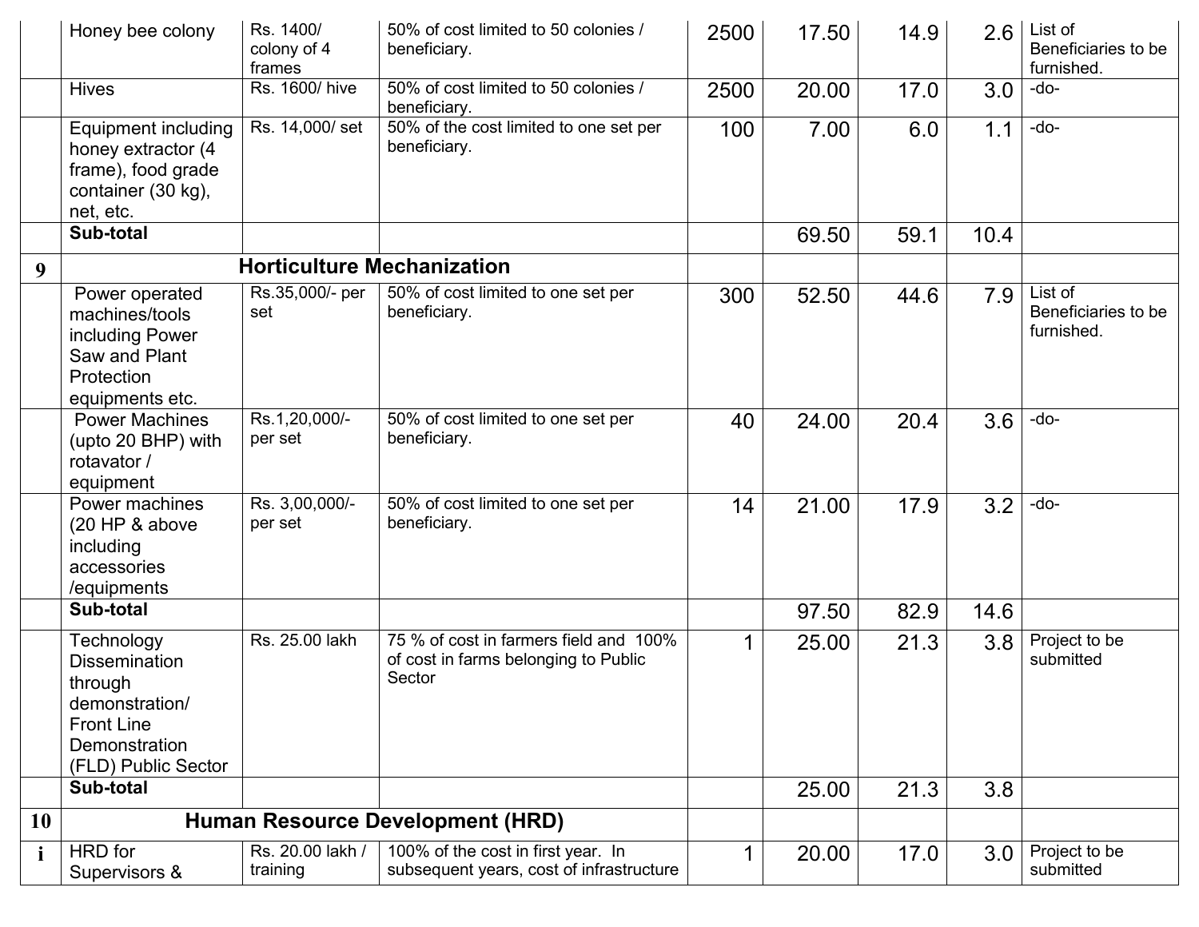| | | | | | | | | |
|---|---|---|---|---|---|---|---|---|
| | Honey bee colony | Rs. 1400/ colony of 4 frames | 50% of cost limited to 50 colonies / beneficiary. | 2500 | 17.50 | 14.9 | 2.6 | List of Beneficiaries to be furnished. |
| | Hives | Rs. 1600/ hive | 50% of cost limited to 50 colonies / beneficiary. | 2500 | 20.00 | 17.0 | 3.0 | -do- |
| | Equipment including honey extractor (4 frame), food grade container (30 kg), net, etc. | Rs. 14,000/ set | 50% of the cost limited to one set per beneficiary. | 100 | 7.00 | 6.0 | 1.1 | -do- |
| | **Sub-total** | | | | 69.50 | 59.1 | 10.4 | |
| **9** | **Horticulture Mechanization** | | | | | | | |
| | Power operated machines/tools including Power Saw and Plant Protection equipments etc. | Rs.35,000/- per set | 50% of cost limited to one set per beneficiary. | 300 | 52.50 | 44.6 | 7.9 | List of Beneficiaries to be furnished. |
| | Power Machines (upto 20 BHP) with rotavator / equipment | Rs.1,20,000/- per set | 50% of cost limited to one set per beneficiary. | 40 | 24.00 | 20.4 | 3.6 | -do- |
| | Power machines (20 HP & above including accessories /equipments | Rs. 3,00,000/- per set | 50% of cost limited to one set per beneficiary. | 14 | 21.00 | 17.9 | 3.2 | -do- |
| | **Sub-total** | | | | 97.50 | 82.9 | 14.6 | |
| | Technology Dissemination through demonstration/ Front Line Demonstration (FLD) Public Sector | Rs. 25.00 lakh | 75 % of cost in farmers field and 100% of cost in farms belonging to Public Sector | 1 | 25.00 | 21.3 | 3.8 | Project to be submitted |
| | **Sub-total** | | | | 25.00 | 21.3 | 3.8 | |
| **10** | **Human Resource Development (HRD)** | | | | | | | |
| **i** | HRD for Supervisors & | Rs. 20.00 lakh / training | 100% of the cost in first year. In subsequent years, cost of infrastructure | 1 | 20.00 | 17.0 | 3.0 | Project to be submitted |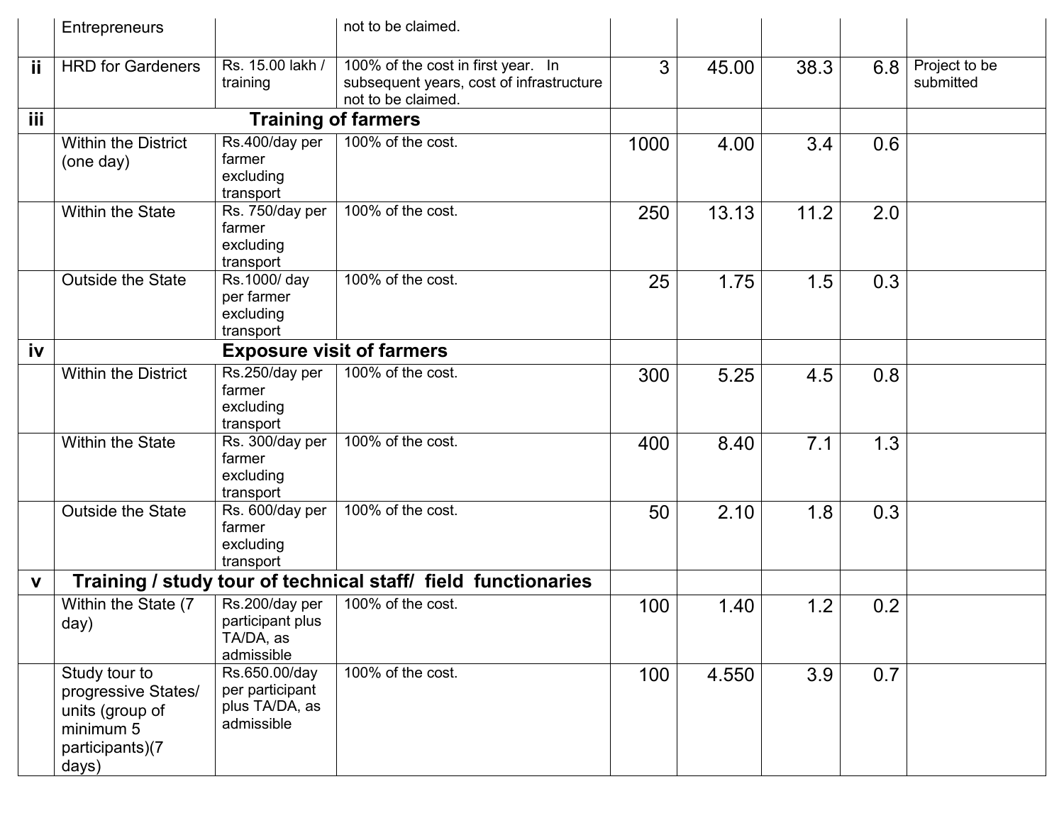| | | | | | | | | |
|---|---|---|---|---|---|---|---|---|
| | Entrepreneurs | | not to be claimed. | | | | | |
| ii | HRD for Gardeners | Rs. 15.00 lakh / training | 100% of the cost in first year. In subsequent years, cost of infrastructure not to be claimed. | 3 | 45.00 | 38.3 | 6.8 | Project to be submitted |
| iii | **Training of farmers** | | | | | | | |
| | Within the District (one day) | Rs.400/day per farmer excluding transport | 100% of the cost. | 1000 | 4.00 | 3.4 | 0.6 | |
| | Within the State | Rs. 750/day per farmer excluding transport | 100% of the cost. | 250 | 13.13 | 11.2 | 2.0 | |
| | Outside the State | Rs.1000/ day per farmer excluding transport | 100% of the cost. | 25 | 1.75 | 1.5 | 0.3 | |
| iv | **Exposure visit of farmers** | | | | | | | |
| | Within the District | Rs.250/day per farmer excluding transport | 100% of the cost. | 300 | 5.25 | 4.5 | 0.8 | |
| | Within the State | Rs. 300/day per farmer excluding transport | 100% of the cost. | 400 | 8.40 | 7.1 | 1.3 | |
| | Outside the State | Rs. 600/day per farmer excluding transport | 100% of the cost. | 50 | 2.10 | 1.8 | 0.3 | |
| v | **Training / study tour of technical staff/ field functionaries** | | | | | | | |
| | Within the State (7 day) | Rs.200/day per participant plus TA/DA, as admissible | 100% of the cost. | 100 | 1.40 | 1.2 | 0.2 | |
| | Study tour to progressive States/ units (group of minimum 5 participants)(7 days) | Rs.650.00/day per participant plus TA/DA, as admissible | 100% of the cost. | 100 | 4.550 | 3.9 | 0.7 | |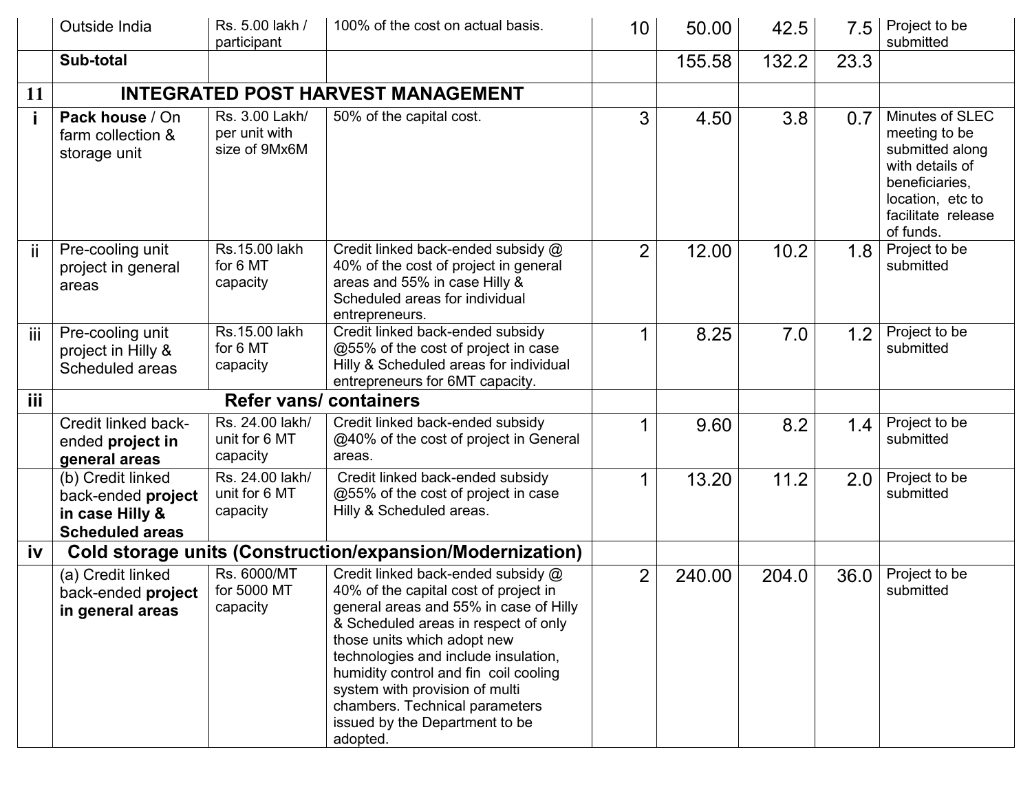|  |  |  |  |  |  |  |  |  |
|---|---|---|---|---|---|---|---|---|
|  | Outside India | Rs. 5.00 lakh / participant | 100% of the cost on actual basis. | 10 | 50.00 | 42.5 | 7.5 | Project to be submitted |
|  | **Sub-total** |  |  |  | 155.58 | 132.2 | 23.3 |  |
| **11** | **INTEGRATED POST HARVEST MANAGEMENT** |  |  |  |  |  |  |  |
| **i** | **Pack house** / On farm collection & storage unit | Rs. 3.00 Lakh/ per unit with size of 9Mx6M | 50% of the capital cost. | 3 | 4.50 | 3.8 | 0.7 | Minutes of SLEC meeting to be submitted along with details of beneficiaries, location, etc to facilitate release of funds. |
| ii | Pre-cooling unit project in general areas | Rs.15.00 lakh for 6 MT capacity | Credit linked back-ended subsidy @ 40% of the cost of project in general areas and 55% in case Hilly & Scheduled areas for individual entrepreneurs. | 2 | 12.00 | 10.2 | 1.8 | Project to be submitted |
| iii | Pre-cooling unit project in Hilly & Scheduled areas | Rs.15.00 lakh for 6 MT capacity | Credit linked back-ended subsidy @55% of the cost of project in case Hilly & Scheduled areas for individual entrepreneurs for 6MT capacity. | 1 | 8.25 | 7.0 | 1.2 | Project to be submitted |
| **iii** | **Refer vans/ containers** |  |  |  |  |  |  |  |
|  | Credit linked back-ended **project in general areas** | Rs. 24.00 lakh/ unit for 6 MT capacity | Credit linked back-ended subsidy @40% of the cost of project in General areas. | 1 | 9.60 | 8.2 | 1.4 | Project to be submitted |
|  | (b) Credit linked back-ended **project in case Hilly & Scheduled areas** | Rs. 24.00 lakh/ unit for 6 MT capacity | Credit linked back-ended subsidy @55% of the cost of project in case Hilly & Scheduled areas. | 1 | 13.20 | 11.2 | 2.0 | Project to be submitted |
| **iv** | **Cold storage units (Construction/expansion/Modernization)** |  |  |  |  |  |  |  |
|  | (a) Credit linked back-ended **project in general areas** | Rs. 6000/MT for 5000 MT capacity | Credit linked back-ended subsidy @ 40% of the capital cost of project in general areas and 55% in case of Hilly & Scheduled areas in respect of only those units which adopt new technologies and include insulation, humidity control and fin coil cooling system with provision of multi chambers. Technical parameters issued by the Department to be adopted. | 2 | 240.00 | 204.0 | 36.0 | Project to be submitted |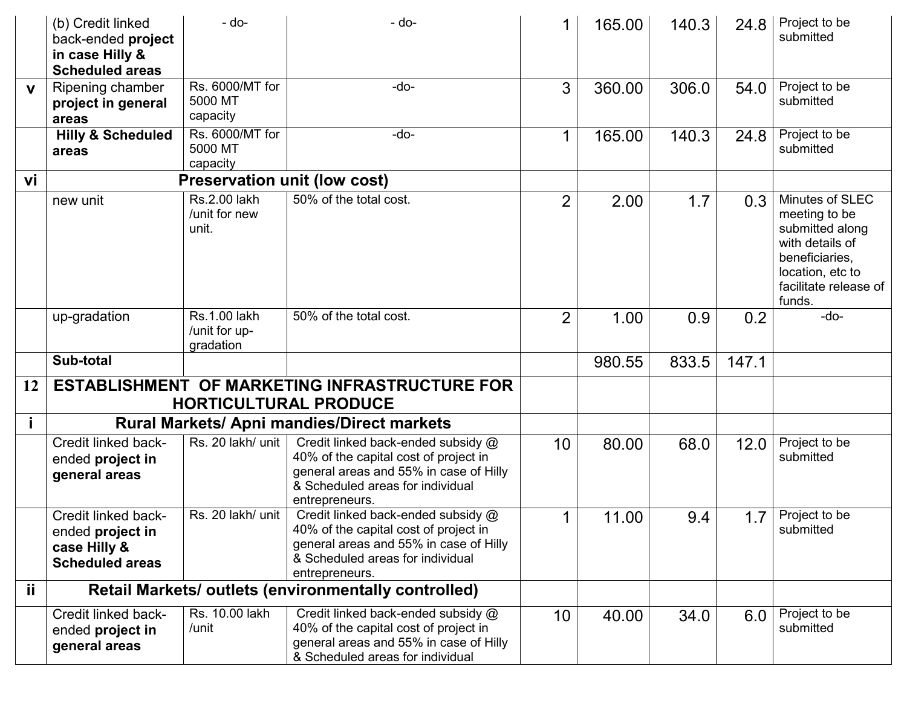| | | | | | | | | |
|---|---|---|---|---|---|---|---|---|
| | (b) Credit linked back-ended **project in case Hilly & Scheduled areas** | - do- | - do- | 1 | 165.00 | 140.3 | 24.8 | Project to be submitted |
| **v** | Ripening chamber **project in general areas** | Rs. 6000/MT for 5000 MT capacity | -do- | 3 | 360.00 | 306.0 | 54.0 | Project to be submitted |
| | **Hilly & Scheduled areas** | Rs. 6000/MT for 5000 MT capacity | -do- | 1 | 165.00 | 140.3 | 24.8 | Project to be submitted |
| **vi** | **Preservation unit (low cost)** | | | | | | | |
| | new unit | Rs.2.00 lakh /unit for new unit. | 50% of the total cost. | 2 | 2.00 | 1.7 | 0.3 | Minutes of SLEC meeting to be submitted along with details of beneficiaries, location, etc to facilitate release of funds. |
| | up-gradation | Rs.1.00 lakh /unit for up-gradation | 50% of the total cost. | 2 | 1.00 | 0.9 | 0.2 | -do- |
| | **Sub-total** | | | | 980.55 | 833.5 | 147.1 | |
| **12** | **ESTABLISHMENT OF MARKETING INFRASTRUCTURE FOR HORTICULTURAL PRODUCE** | | | | | | | |
| **i** | **Rural Markets/ Apni mandies/Direct markets** | | | | | | | |
| | Credit linked back-ended **project in general areas** | Rs. 20 lakh/ unit | Credit linked back-ended subsidy @ 40% of the capital cost of project in general areas and 55% in case of Hilly & Scheduled areas for individual entrepreneurs. | 10 | 80.00 | 68.0 | 12.0 | Project to be submitted |
| | Credit linked back-ended **project in case Hilly & Scheduled areas** | Rs. 20 lakh/ unit | Credit linked back-ended subsidy @ 40% of the capital cost of project in general areas and 55% in case of Hilly & Scheduled areas for individual entrepreneurs. | 1 | 11.00 | 9.4 | 1.7 | Project to be submitted |
| **ii** | **Retail Markets/ outlets (environmentally controlled)** | | | | | | | |
| | Credit linked back-ended **project in general areas** | Rs. 10.00 lakh /unit | Credit linked back-ended subsidy @ 40% of the capital cost of project in general areas and 55% in case of Hilly & Scheduled areas for individual | 10 | 40.00 | 34.0 | 6.0 | Project to be submitted |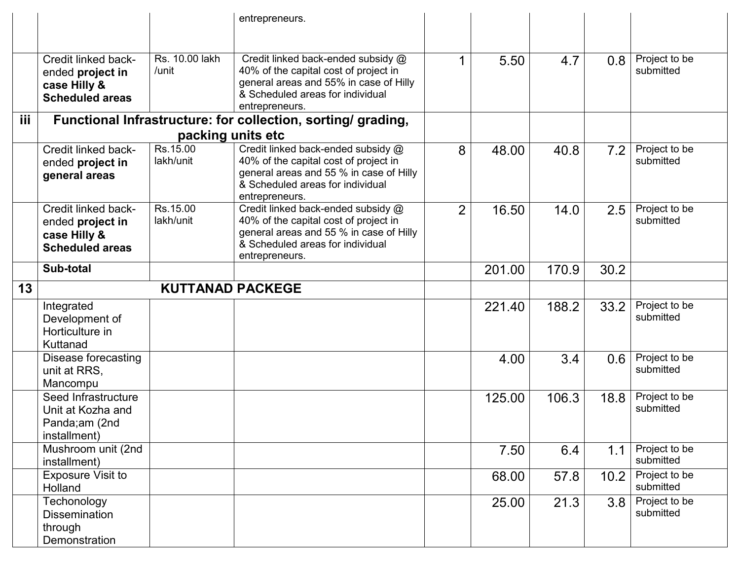| | | | | | | | | |
|---|---|---|---|---|---|---|---|---|
| | | | entrepreneurs. | | | | | |
| | Credit linked back-ended **project in case Hilly & Scheduled areas** | Rs. 10.00 lakh /unit | Credit linked back-ended subsidy @ 40% of the capital cost of project in general areas and 55% in case of Hilly & Scheduled areas for individual entrepreneurs. | 1 | 5.50 | 4.7 | 0.8 | Project to be submitted |
| **iii** | **Functional Infrastructure: for collection, sorting/ grading, packing units etc** | | | | | | | |
| | Credit linked back-ended **project in general areas** | Rs.15.00 lakh/unit | Credit linked back-ended subsidy @ 40% of the capital cost of project in general areas and 55 % in case of Hilly & Scheduled areas for individual entrepreneurs. | 8 | 48.00 | 40.8 | 7.2 | Project to be submitted |
| | Credit linked back-ended **project in case Hilly & Scheduled areas** | Rs.15.00 lakh/unit | Credit linked back-ended subsidy @ 40% of the capital cost of project in general areas and 55 % in case of Hilly & Scheduled areas for individual entrepreneurs. | 2 | 16.50 | 14.0 | 2.5 | Project to be submitted |
| | **Sub-total** | | | | 201.00 | 170.9 | 30.2 | |
| **13** | **KUTTANAD PACKEGE** | | | | | | | |
| | Integrated Development of Horticulture in Kuttanad | | | | 221.40 | 188.2 | 33.2 | Project to be submitted |
| | Disease forecasting unit at RRS, Mancompu | | | | 4.00 | 3.4 | 0.6 | Project to be submitted |
| | Seed Infrastructure Unit at Kozha and Panda;am (2nd installment) | | | | 125.00 | 106.3 | 18.8 | Project to be submitted |
| | Mushroom unit (2nd installment) | | | | 7.50 | 6.4 | 1.1 | Project to be submitted |
| | Exposure Visit to Holland | | | | 68.00 | 57.8 | 10.2 | Project to be submitted |
| | Techonology Dissemination through Demonstration | | | | 25.00 | 21.3 | 3.8 | Project to be submitted |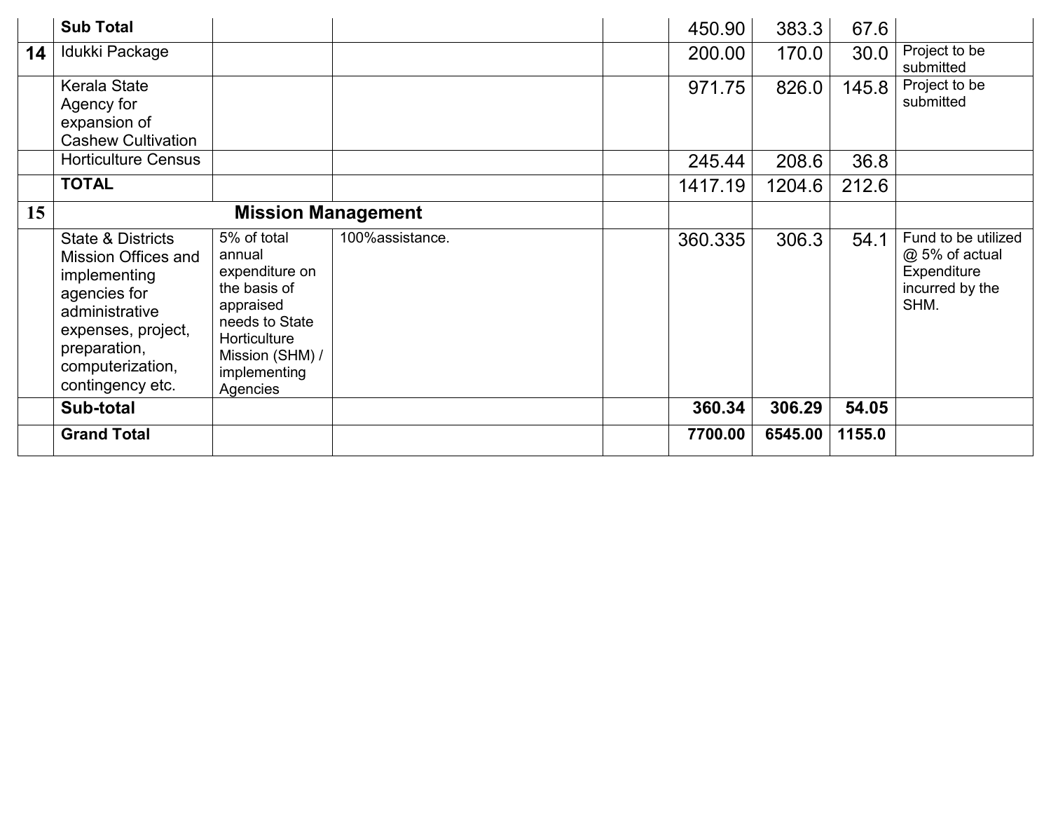| | | | | | | | | |
|---|---|---|---|---|---|---|---|---|
| | **Sub Total** | | | | 450.90 | 383.3 | 67.6 | |
| **14** | Idukki Package | | | | 200.00 | 170.0 | 30.0 | Project to be submitted |
| | Kerala State Agency for expansion of Cashew Cultivation | | | | 971.75 | 826.0 | 145.8 | Project to be submitted |
| | Horticulture Census | | | | 245.44 | 208.6 | 36.8 | |
| | **TOTAL** | | | | 1417.19 | 1204.6 | 212.6 | |
| **15** | **Mission Management** | | | | | | | |
| | State & Districts Mission Offices and implementing agencies for administrative expenses, project, preparation, computerization, contingency etc. | 5% of total annual expenditure on the basis of appraised needs to State Horticulture Mission (SHM) / implementing Agencies | 100%assistance. | | 360.335 | 306.3 | 54.1 | Fund to be utilized @ 5% of actual Expenditure incurred by the SHM. |
| | **Sub-total** | | | | **360.34** | **306.29** | **54.05** | |
| | **Grand Total** | | | | **7700.00** | **6545.00** | **1155.0** | |